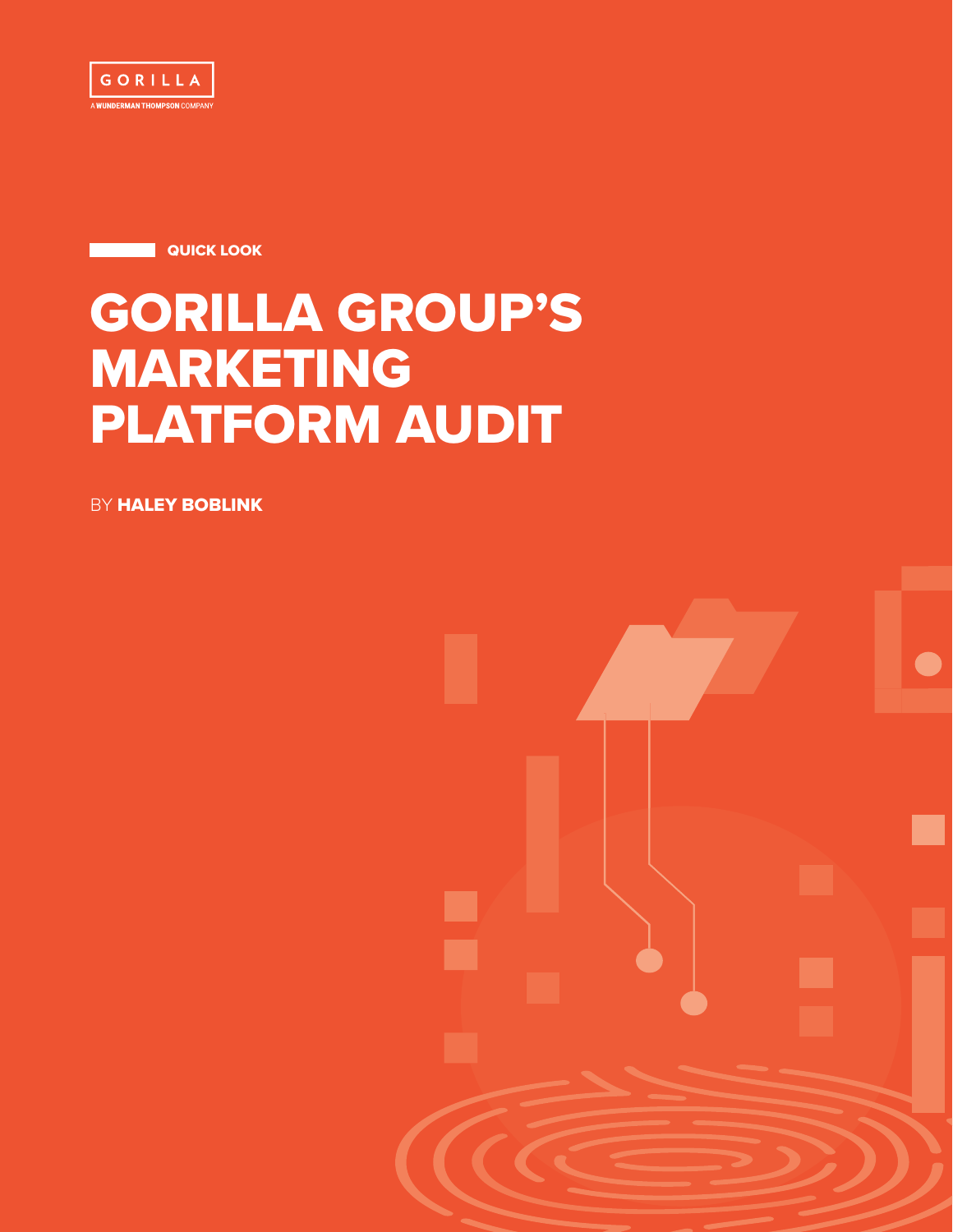GORILLA

A WUNDERMAN THOMPSON COMPANY

**QUICK LOOK**

# GORILLA GROUP'S MARKETING PLATFORM AUDIT

BY **HALEY BOBLINK**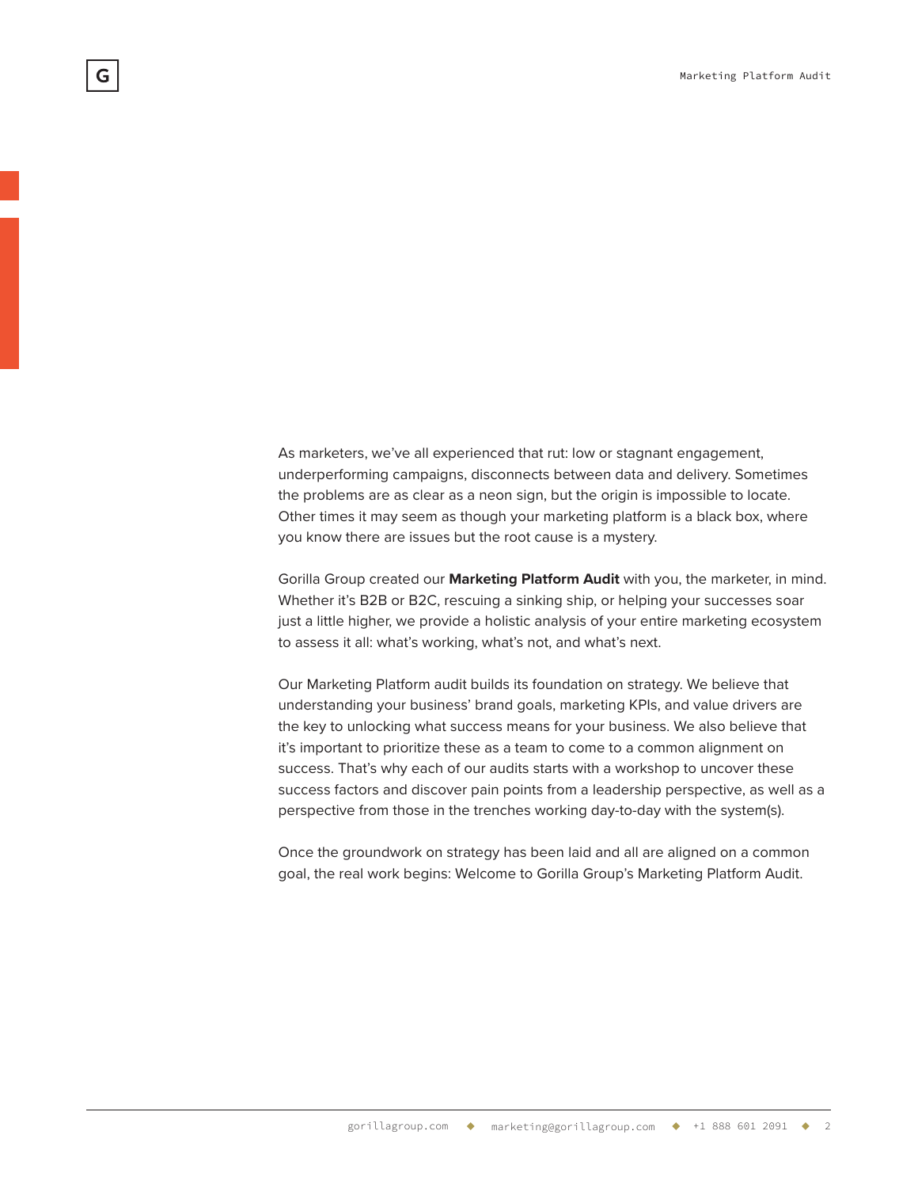As marketers, we've all experienced that rut: low or stagnant engagement, underperforming campaigns, disconnects between data and delivery. Sometimes the problems are as clear as a neon sign, but the origin is impossible to locate. Other times it may seem as though your marketing platform is a black box, where you know there are issues but the root cause is a mystery.

Gorilla Group created our **Marketing Platform Audit** with you, the marketer, in mind. Whether it's B2B or B2C, rescuing a sinking ship, or helping your successes soar just a little higher, we provide a holistic analysis of your entire marketing ecosystem to assess it all: what's working, what's not, and what's next.

Our Marketing Platform audit builds its foundation on strategy. We believe that understanding your business' brand goals, marketing KPIs, and value drivers are the key to unlocking what success means for your business. We also believe that it's important to prioritize these as a team to come to a common alignment on success. That's why each of our audits starts with a workshop to uncover these success factors and discover pain points from a leadership perspective, as well as a perspective from those in the trenches working day-to-day with the system(s).

Once the groundwork on strategy has been laid and all are aligned on a common goal, the real work begins: Welcome to Gorilla Group's Marketing Platform Audit.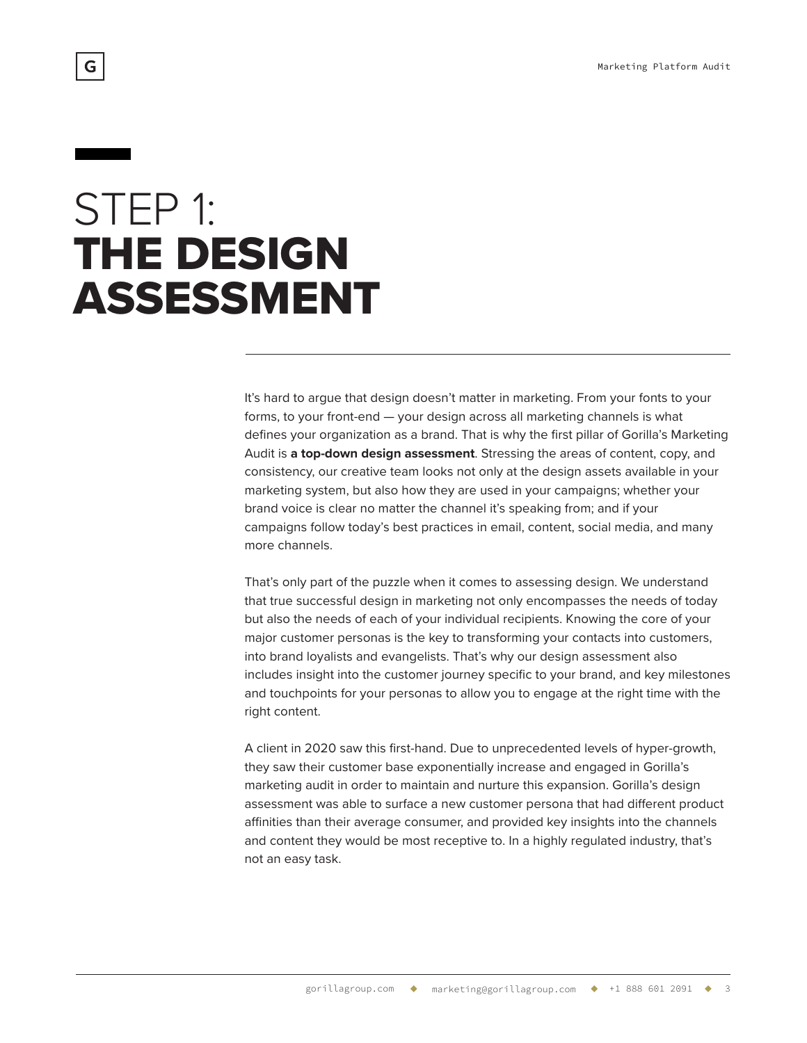# STEP 1: **THE DESIGN ASSESSMENT**

It's hard to argue that design doesn't matter in marketing. From your fonts to your forms, to your front-end — your design across all marketing channels is what defines your organization as a brand. That is why the first pillar of Gorilla's Marketing Audit is **a top-down design assessment**. Stressing the areas of content, copy, and consistency, our creative team looks not only at the design assets available in your marketing system, but also how they are used in your campaigns; whether your brand voice is clear no matter the channel it's speaking from; and if your campaigns follow today's best practices in email, content, social media, and many more channels.

That's only part of the puzzle when it comes to assessing design. We understand that true successful design in marketing not only encompasses the needs of today but also the needs of each of your individual recipients. Knowing the core of your major customer personas is the key to transforming your contacts into customers, into brand loyalists and evangelists. That's why our design assessment also includes insight into the customer journey specific to your brand, and key milestones and touchpoints for your personas to allow you to engage at the right time with the right content.

A client in 2020 saw this first-hand. Due to unprecedented levels of hyper-growth, they saw their customer base exponentially increase and engaged in Gorilla's marketing audit in order to maintain and nurture this expansion. Gorilla's design assessment was able to surface a new customer persona that had different product affinities than their average consumer, and provided key insights into the channels and content they would be most receptive to. In a highly regulated industry, that's not an easy task.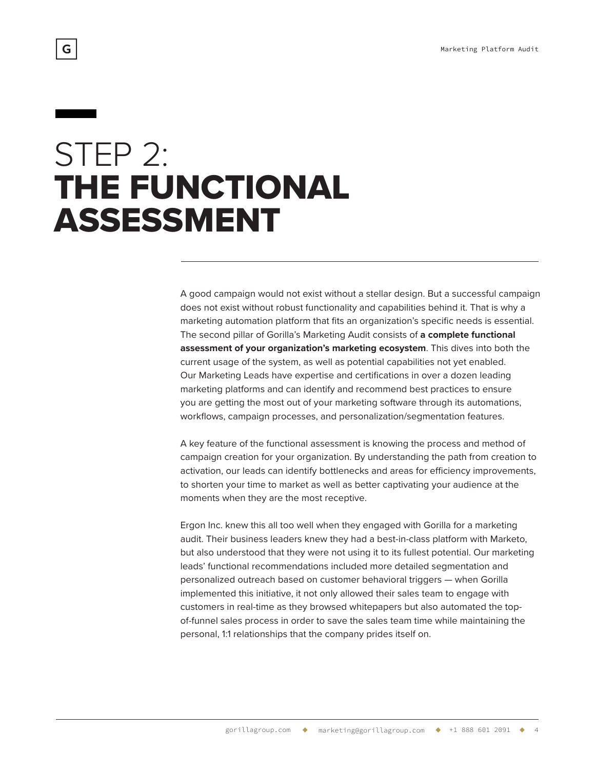# STEP 2: **THE FUNCTIONAL ASSESSMENT**

A good campaign would not exist without a stellar design. But a successful campaign does not exist without robust functionality and capabilities behind it. That is why a marketing automation platform that fits an organization's specific needs is essential. The second pillar of Gorilla's Marketing Audit consists of **a complete functional assessment of your organization's marketing ecosystem**. This dives into both the current usage of the system, as well as potential capabilities not yet enabled. Our Marketing Leads have expertise and certifications in over a dozen leading marketing platforms and can identify and recommend best practices to ensure you are getting the most out of your marketing software through its automations, workflows, campaign processes, and personalization/segmentation features.

A key feature of the functional assessment is knowing the process and method of campaign creation for your organization. By understanding the path from creation to activation, our leads can identify bottlenecks and areas for efficiency improvements, to shorten your time to market as well as better captivating your audience at the moments when they are the most receptive.

Ergon Inc. knew this all too well when they engaged with Gorilla for a marketing audit. Their business leaders knew they had a best-in-class platform with Marketo, but also understood that they were not using it to its fullest potential. Our marketing leads' functional recommendations included more detailed segmentation and personalized outreach based on customer behavioral triggers — when Gorilla implemented this initiative, it not only allowed their sales team to engage with customers in real-time as they browsed whitepapers but also automated the top-of-funnel sales process in order to save the sales team time while maintaining the personal, 1:1 relationships that the company prides itself on.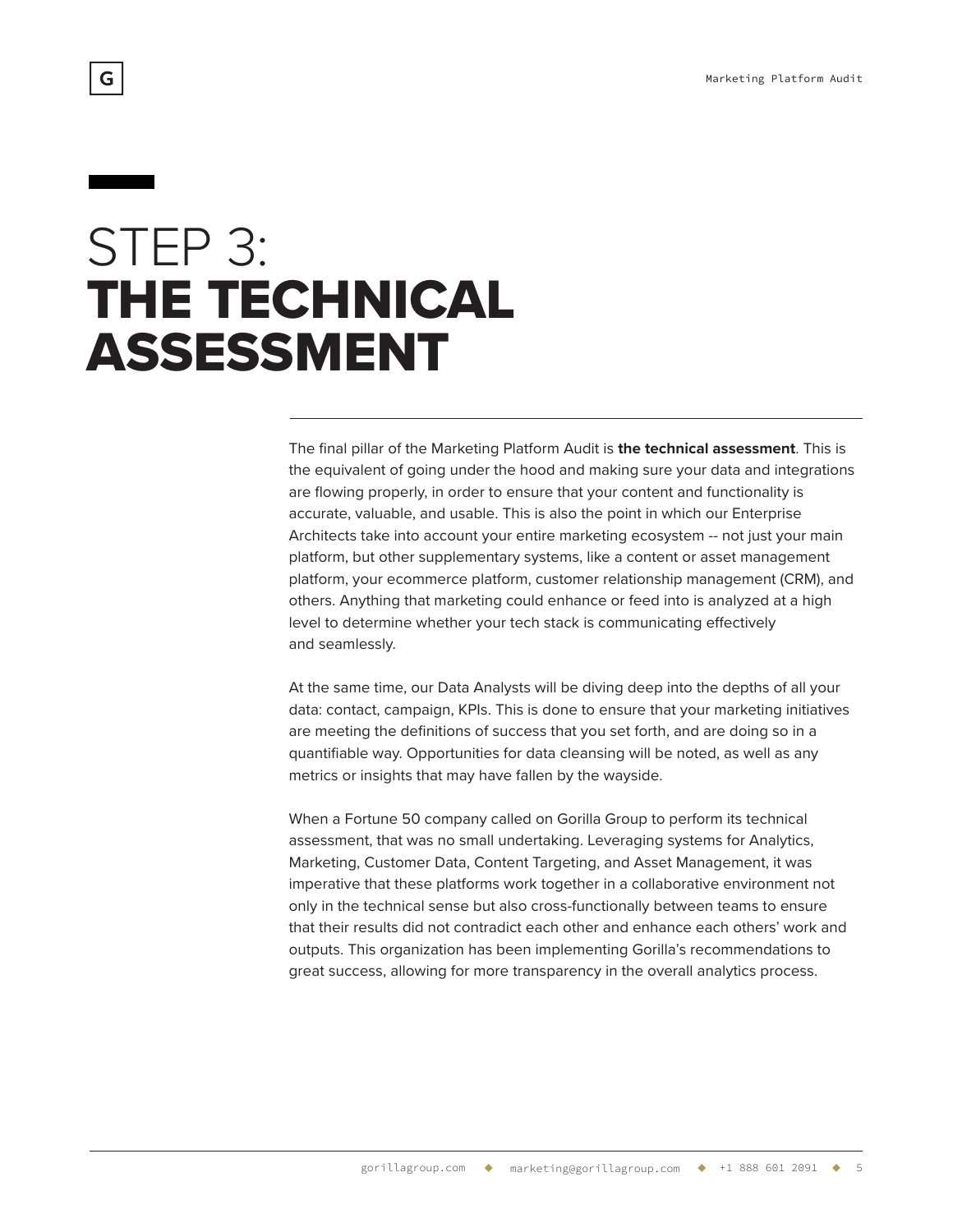# STEP 3: **THE TECHNICAL ASSESSMENT**

The final pillar of the Marketing Platform Audit is **the technical assessment**. This is the equivalent of going under the hood and making sure your data and integrations are flowing properly, in order to ensure that your content and functionality is accurate, valuable, and usable. This is also the point in which our Enterprise Architects take into account your entire marketing ecosystem -- not just your main platform, but other supplementary systems, like a content or asset management platform, your ecommerce platform, customer relationship management (CRM), and others. Anything that marketing could enhance or feed into is analyzed at a high level to determine whether your tech stack is communicating effectively and seamlessly.

At the same time, our Data Analysts will be diving deep into the depths of all your data: contact, campaign, KPIs. This is done to ensure that your marketing initiatives are meeting the definitions of success that you set forth, and are doing so in a quantifiable way. Opportunities for data cleansing will be noted, as well as any metrics or insights that may have fallen by the wayside.

When a Fortune 50 company called on Gorilla Group to perform its technical assessment, that was no small undertaking. Leveraging systems for Analytics, Marketing, Customer Data, Content Targeting, and Asset Management, it was imperative that these platforms work together in a collaborative environment not only in the technical sense but also cross-functionally between teams to ensure that their results did not contradict each other and enhance each others' work and outputs. This organization has been implementing Gorilla's recommendations to great success, allowing for more transparency in the overall analytics process.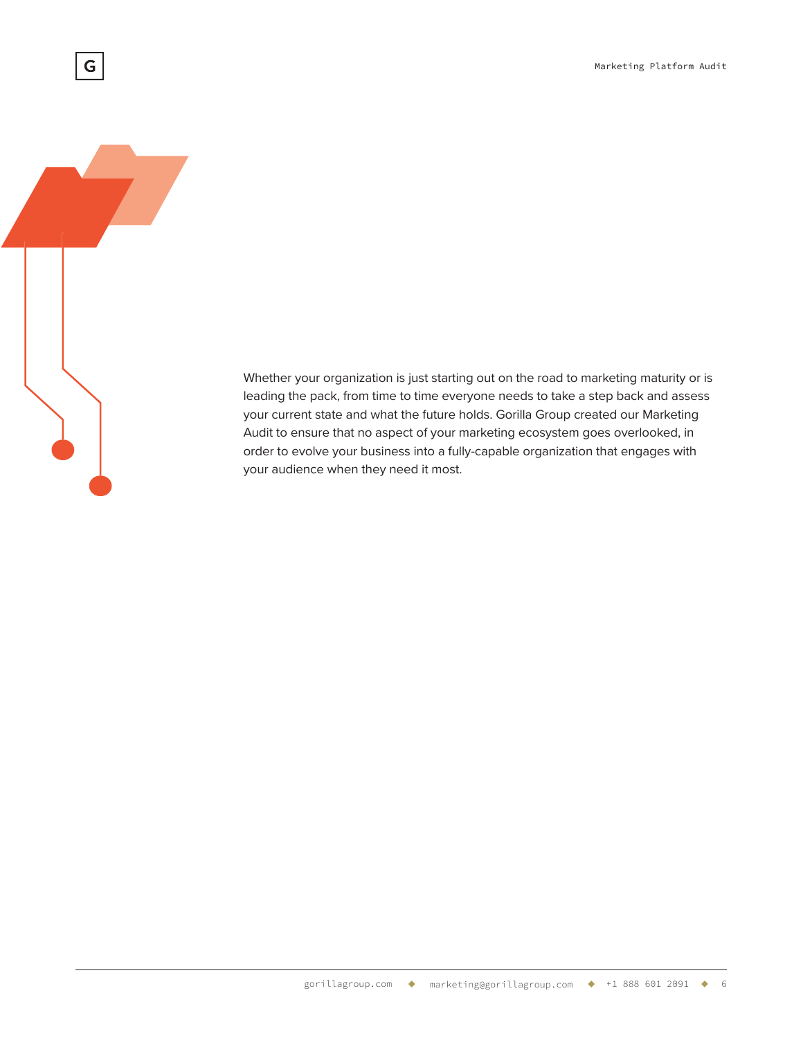Whether your organization is just starting out on the road to marketing maturity or is leading the pack, from time to time everyone needs to take a step back and assess your current state and what the future holds. Gorilla Group created our Marketing Audit to ensure that no aspect of your marketing ecosystem goes overlooked, in order to evolve your business into a fully-capable organization that engages with your audience when they need it most.